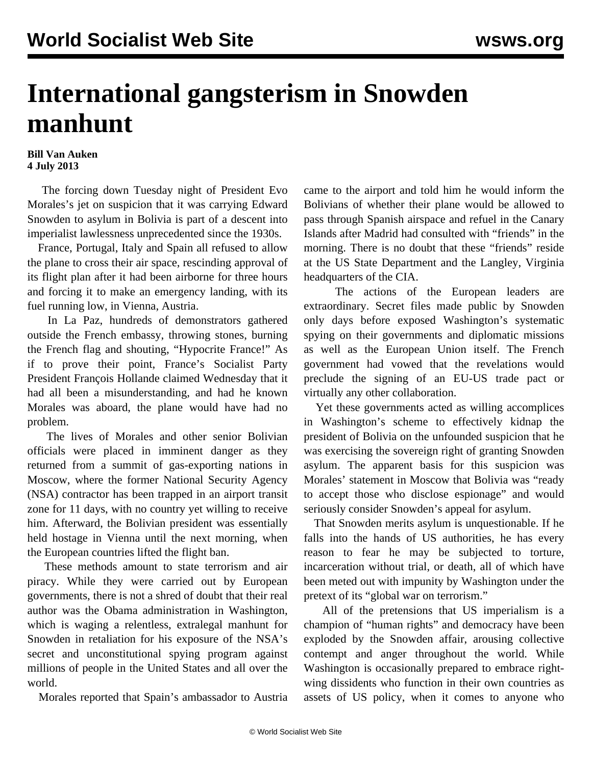# International gangsterism in Snowden manhunt

**Bill Van Auken**
**4 July 2013**

The forcing down Tuesday night of President Evo Morales's jet on suspicion that it was carrying Edward Snowden to asylum in Bolivia is part of a descent into imperialist lawlessness unprecedented since the 1930s.

France, Portugal, Italy and Spain all refused to allow the plane to cross their air space, rescinding approval of its flight plan after it had been airborne for three hours and forcing it to make an emergency landing, with its fuel running low, in Vienna, Austria.

In La Paz, hundreds of demonstrators gathered outside the French embassy, throwing stones, burning the French flag and shouting, "Hypocrite France!" As if to prove their point, France's Socialist Party President François Hollande claimed Wednesday that it had all been a misunderstanding, and had he known Morales was aboard, the plane would have had no problem.

The lives of Morales and other senior Bolivian officials were placed in imminent danger as they returned from a summit of gas-exporting nations in Moscow, where the former National Security Agency (NSA) contractor has been trapped in an airport transit zone for 11 days, with no country yet willing to receive him. Afterward, the Bolivian president was essentially held hostage in Vienna until the next morning, when the European countries lifted the flight ban.

These methods amount to state terrorism and air piracy. While they were carried out by European governments, there is not a shred of doubt that their real author was the Obama administration in Washington, which is waging a relentless, extralegal manhunt for Snowden in retaliation for his exposure of the NSA's secret and unconstitutional spying program against millions of people in the United States and all over the world.

Morales reported that Spain's ambassador to Austria came to the airport and told him he would inform the Bolivians of whether their plane would be allowed to pass through Spanish airspace and refuel in the Canary Islands after Madrid had consulted with "friends" in the morning. There is no doubt that these "friends" reside at the US State Department and the Langley, Virginia headquarters of the CIA.

The actions of the European leaders are extraordinary. Secret files made public by Snowden only days before exposed Washington's systematic spying on their governments and diplomatic missions as well as the European Union itself. The French government had vowed that the revelations would preclude the signing of an EU-US trade pact or virtually any other collaboration.

Yet these governments acted as willing accomplices in Washington's scheme to effectively kidnap the president of Bolivia on the unfounded suspicion that he was exercising the sovereign right of granting Snowden asylum. The apparent basis for this suspicion was Morales' statement in Moscow that Bolivia was "ready to accept those who disclose espionage" and would seriously consider Snowden's appeal for asylum.

That Snowden merits asylum is unquestionable. If he falls into the hands of US authorities, he has every reason to fear he may be subjected to torture, incarceration without trial, or death, all of which have been meted out with impunity by Washington under the pretext of its "global war on terrorism."

All of the pretensions that US imperialism is a champion of "human rights" and democracy have been exploded by the Snowden affair, arousing collective contempt and anger throughout the world. While Washington is occasionally prepared to embrace right-wing dissidents who function in their own countries as assets of US policy, when it comes to anyone who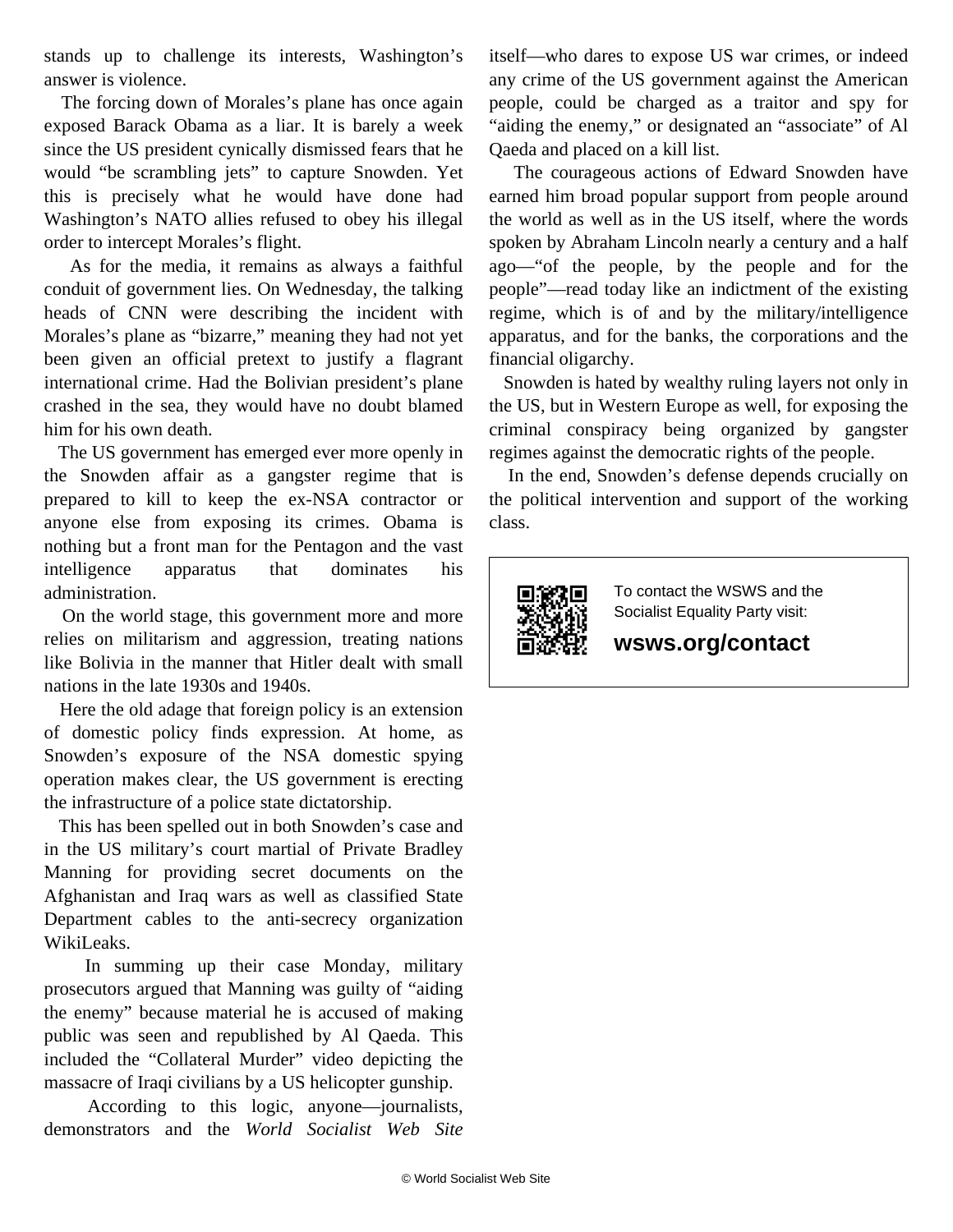stands up to challenge its interests, Washington's answer is violence.

The forcing down of Morales's plane has once again exposed Barack Obama as a liar. It is barely a week since the US president cynically dismissed fears that he would "be scrambling jets" to capture Snowden. Yet this is precisely what he would have done had Washington's NATO allies refused to obey his illegal order to intercept Morales's flight.

As for the media, it remains as always a faithful conduit of government lies. On Wednesday, the talking heads of CNN were describing the incident with Morales's plane as "bizarre," meaning they had not yet been given an official pretext to justify a flagrant international crime. Had the Bolivian president's plane crashed in the sea, they would have no doubt blamed him for his own death.

The US government has emerged ever more openly in the Snowden affair as a gangster regime that is prepared to kill to keep the ex-NSA contractor or anyone else from exposing its crimes. Obama is nothing but a front man for the Pentagon and the vast intelligence apparatus that dominates his administration.

On the world stage, this government more and more relies on militarism and aggression, treating nations like Bolivia in the manner that Hitler dealt with small nations in the late 1930s and 1940s.

Here the old adage that foreign policy is an extension of domestic policy finds expression. At home, as Snowden's exposure of the NSA domestic spying operation makes clear, the US government is erecting the infrastructure of a police state dictatorship.

This has been spelled out in both Snowden's case and in the US military's court martial of Private Bradley Manning for providing secret documents on the Afghanistan and Iraq wars as well as classified State Department cables to the anti-secrecy organization WikiLeaks.

In summing up their case Monday, military prosecutors argued that Manning was guilty of "aiding the enemy" because material he is accused of making public was seen and republished by Al Qaeda. This included the "Collateral Murder" video depicting the massacre of Iraqi civilians by a US helicopter gunship.

According to this logic, anyone—journalists, demonstrators and the *World Socialist Web Site* itself—who dares to expose US war crimes, or indeed any crime of the US government against the American people, could be charged as a traitor and spy for "aiding the enemy," or designated an "associate" of Al Qaeda and placed on a kill list.

The courageous actions of Edward Snowden have earned him broad popular support from people around the world as well as in the US itself, where the words spoken by Abraham Lincoln nearly a century and a half ago—"of the people, by the people and for the people"—read today like an indictment of the existing regime, which is of and by the military/intelligence apparatus, and for the banks, the corporations and the financial oligarchy.

Snowden is hated by wealthy ruling layers not only in the US, but in Western Europe as well, for exposing the criminal conspiracy being organized by gangster regimes against the democratic rights of the people.

In the end, Snowden's defense depends crucially on the political intervention and support of the working class.

To contact the WSWS and the Socialist Equality Party visit:

**wsws.org/contact**